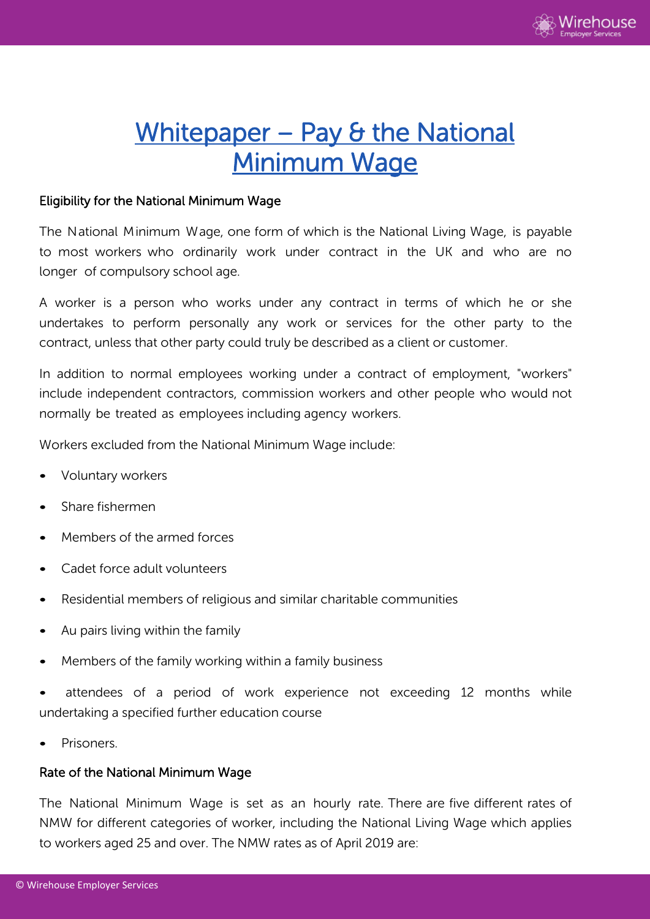# Whitepaper – Pay & the National Minimum Wage

## Eligibility for the National Minimum Wage

The National Minimum Wage, one form of which is the National Living Wage, is payable to most workers who ordinarily work under contract in the UK and who are no longer of compulsory school age.

A worker is a person who works under any contract in terms of which he or she undertakes to perform personally any work or services for the other party to the contract, unless that other party could truly be described as a client or customer.

In addition to normal employees working under a contract of employment, "workers" include independent contractors, commission workers and other people who would not normally be treated as employees including agency workers.

Workers excluded from the National Minimum Wage include:

- Voluntary workers
- Share fishermen
- Members of the armed forces
- Cadet force adult volunteers
- Residential members of religious and similar charitable communities
- Au pairs living within the family
- Members of the family working within a family business
- attendees of a period of work experience not exceeding 12 months while undertaking a specified further education course
- Prisoners.

## Rate of the National Minimum Wage

The National Minimum Wage is set as an hourly rate. There are five different rates of NMW for different categories of worker, including the National Living Wage which applies to workers aged 25 and over. The NMW rates as of April 2019 are: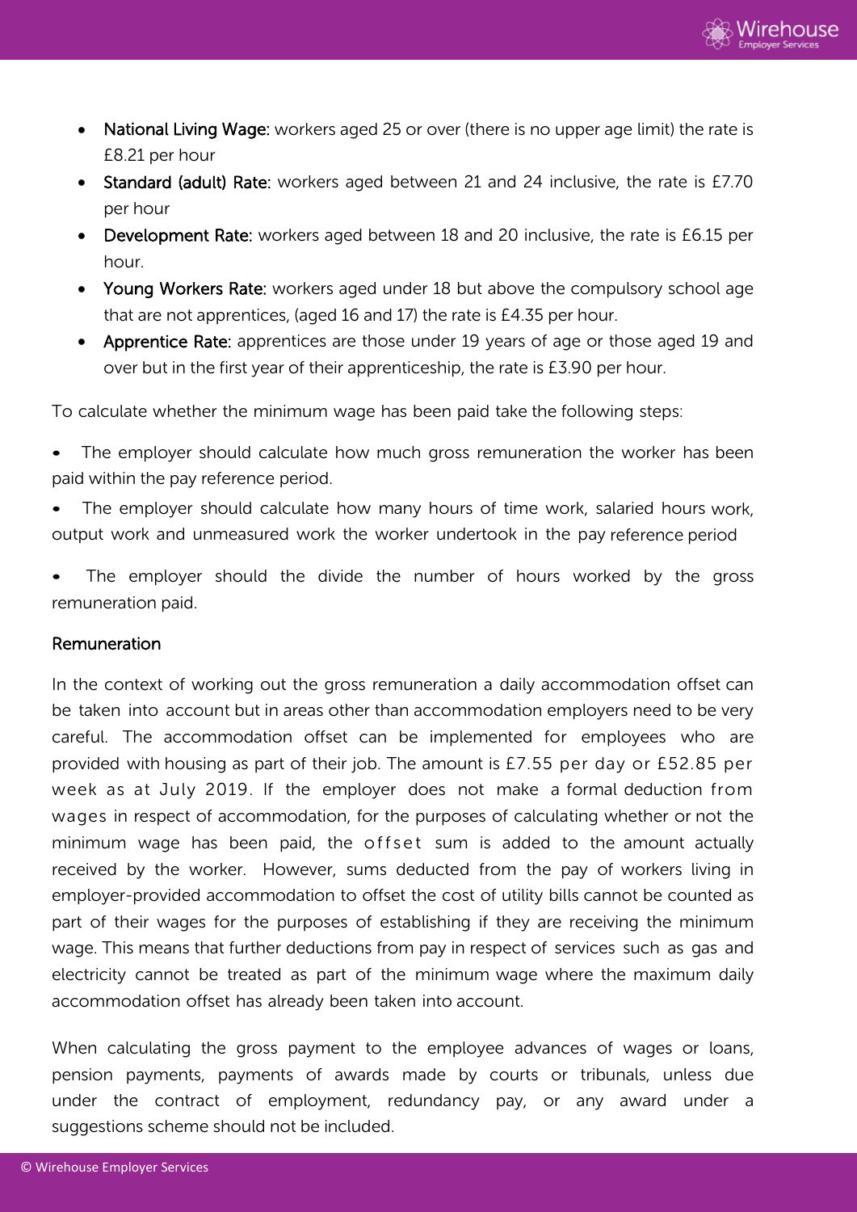- **National Living Wage:** workers aged 25 or over (there is no upper age limit) the rate is £8.21 per hour
- **Standard (adult) Rate:** workers aged between 21 and 24 inclusive, the rate is £7.70 per hour
- **Development Rate:** workers aged between 18 and 20 inclusive, the rate is £6.15 per hour.
- **Young Workers Rate:** workers aged under 18 but above the compulsory school age that are not apprentices, (aged 16 and 17) the rate is £4.35 per hour.
- **Apprentice Rate:** apprentices are those under 19 years of age or those aged 19 and over but in the first year of their apprenticeship, the rate is £3.90 per hour.

To calculate whether the minimum wage has been paid take the following steps:

- The employer should calculate how much gross remuneration the worker has been paid within the pay reference period.
- The employer should calculate how many hours of time work, salaried hours work, output work and unmeasured work the worker undertook in the pay reference period
- The employer should the divide the number of hours worked by the gross remuneration paid.

## Remuneration

In the context of working out the gross remuneration a daily accommodation offset can be taken into account but in areas other than accommodation employers need to be very careful. The accommodation offset can be implemented for employees who are provided with housing as part of their job. The amount is £7.55 per day or £52.85 per week as at July 2019. If the employer does not make a formal deduction from wages in respect of accommodation, for the purposes of calculating whether or not the minimum wage has been paid, the offset sum is added to the amount actually received by the worker. However, sums deducted from the pay of workers living in employer-provided accommodation to offset the cost of utility bills cannot be counted as part of their wages for the purposes of establishing if they are receiving the minimum wage. This means that further deductions from pay in respect of services such as gas and electricity cannot be treated as part of the minimum wage where the maximum daily accommodation offset has already been taken into account.

When calculating the gross payment to the employee advances of wages or loans, pension payments, payments of awards made by courts or tribunals, unless due under the contract of employment, redundancy pay, or any award under a suggestions scheme should not be included.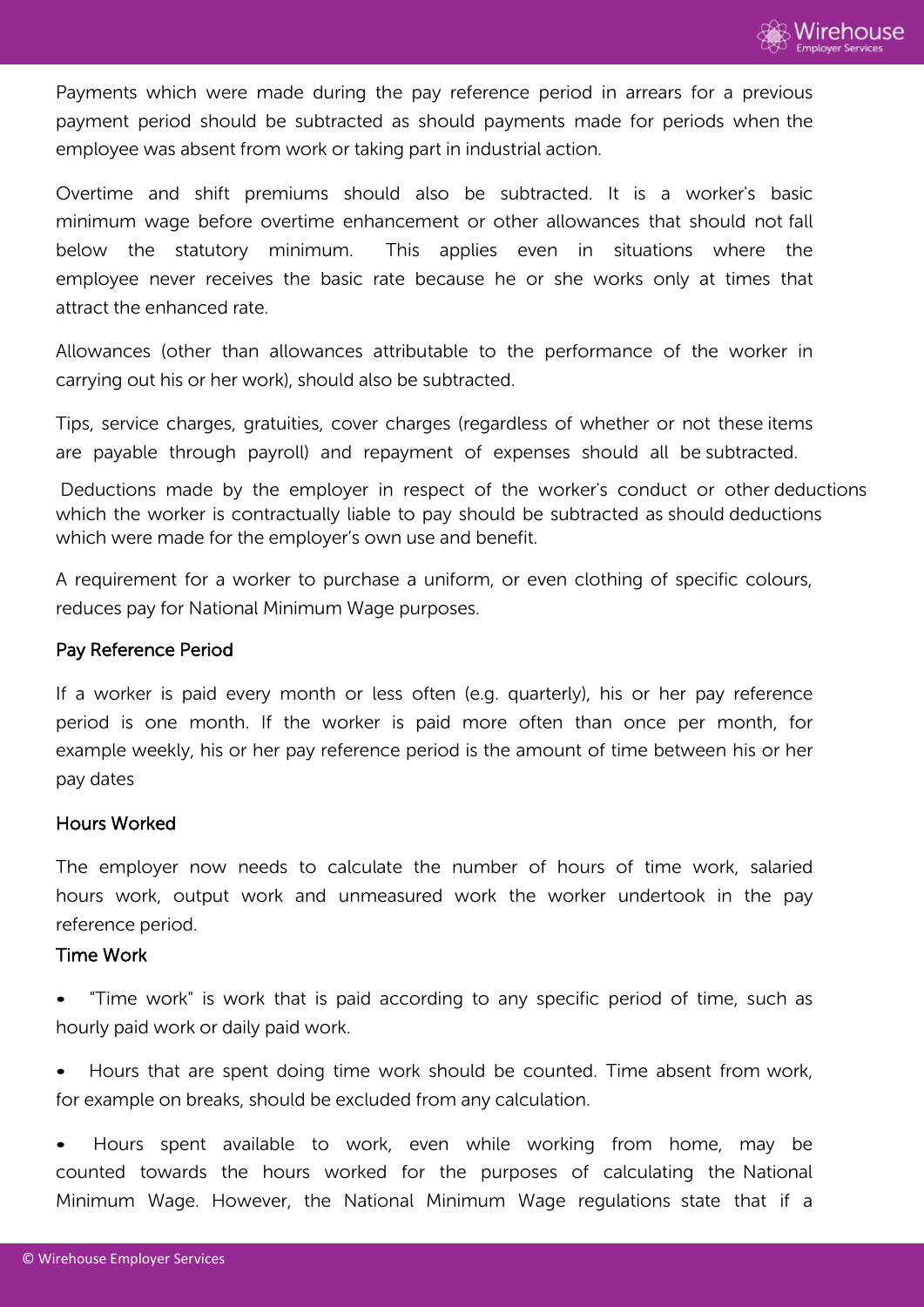Payments which were made during the pay reference period in arrears for a previous payment period should be subtracted as should payments made for periods when the employee was absent from work or taking part in industrial action.

Overtime and shift premiums should also be subtracted. It is a worker's basic minimum wage before overtime enhancement or other allowances that should not fall below the statutory minimum. This applies even in situations where the employee never receives the basic rate because he or she works only at times that attract the enhanced rate.

Allowances (other than allowances attributable to the performance of the worker in carrying out his or her work), should also be subtracted.

Tips, service charges, gratuities, cover charges (regardless of whether or not these items are payable through payroll) and repayment of expenses should all be subtracted.

Deductions made by the employer in respect of the worker's conduct or other deductions which the worker is contractually liable to pay should be subtracted as should deductions which were made for the employer's own use and benefit.

A requirement for a worker to purchase a uniform, or even clothing of specific colours, reduces pay for National Minimum Wage purposes.

### Pay Reference Period

If a worker is paid every month or less often (e.g. quarterly), his or her pay reference period is one month. If the worker is paid more often than once per month, for example weekly, his or her pay reference period is the amount of time between his or her pay dates

### Hours Worked

The employer now needs to calculate the number of hours of time work, salaried hours work, output work and unmeasured work the worker undertook in the pay reference period.

### Time Work

- "Time work" is work that is paid according to any specific period of time, such as hourly paid work or daily paid work.
- Hours that are spent doing time work should be counted. Time absent from work, for example on breaks, should be excluded from any calculation.
- Hours spent available to work, even while working from home, may be counted towards the hours worked for the purposes of calculating the National Minimum Wage. However, the National Minimum Wage regulations state that if a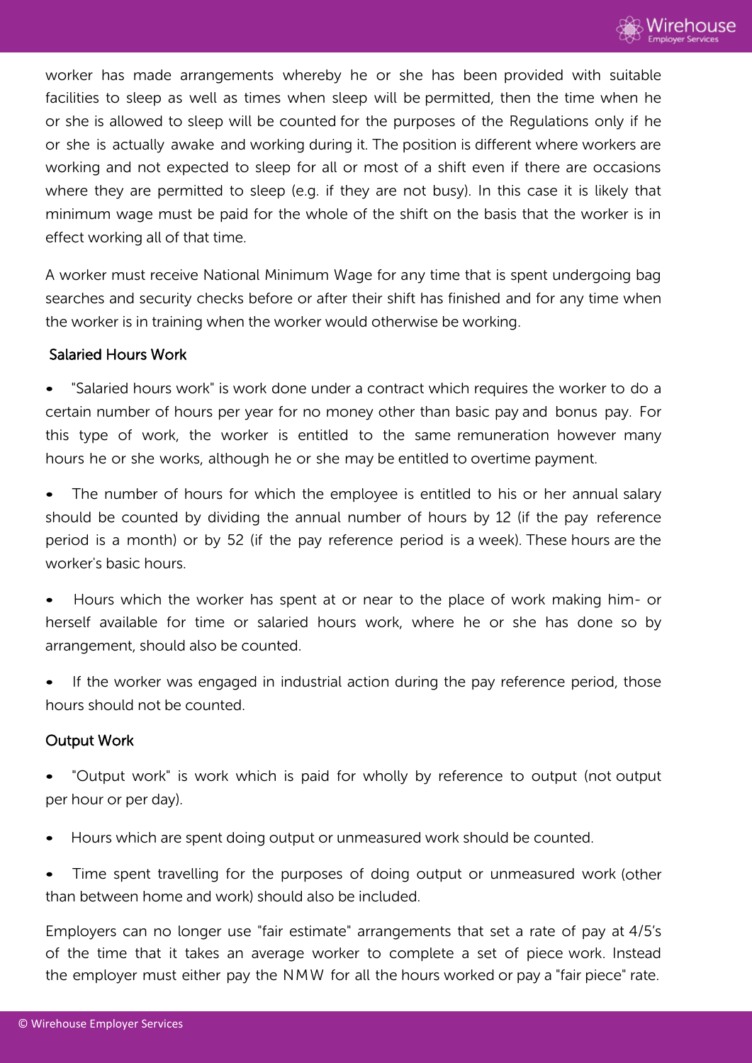worker has made arrangements whereby he or she has been provided with suitable facilities to sleep as well as times when sleep will be permitted, then the time when he or she is allowed to sleep will be counted for the purposes of the Regulations only if he or she is actually awake and working during it. The position is different where workers are working and not expected to sleep for all or most of a shift even if there are occasions where they are permitted to sleep (e.g. if they are not busy). In this case it is likely that minimum wage must be paid for the whole of the shift on the basis that the worker is in effect working all of that time.

A worker must receive National Minimum Wage for any time that is spent undergoing bag searches and security checks before or after their shift has finished and for any time when the worker is in training when the worker would otherwise be working.

### Salaried Hours Work

- "Salaried hours work" is work done under a contract which requires the worker to do a certain number of hours per year for no money other than basic pay and bonus pay. For this type of work, the worker is entitled to the same remuneration however many hours he or she works, although he or she may be entitled to overtime payment.
- The number of hours for which the employee is entitled to his or her annual salary should be counted by dividing the annual number of hours by 12 (if the pay reference period is a month) or by 52 (if the pay reference period is a week). These hours are the worker's basic hours.
- Hours which the worker has spent at or near to the place of work making him- or herself available for time or salaried hours work, where he or she has done so by arrangement, should also be counted.
- If the worker was engaged in industrial action during the pay reference period, those hours should not be counted.

### Output Work

- "Output work" is work which is paid for wholly by reference to output (not output per hour or per day).
- Hours which are spent doing output or unmeasured work should be counted.
- Time spent travelling for the purposes of doing output or unmeasured work (other than between home and work) should also be included.

Employers can no longer use "fair estimate" arrangements that set a rate of pay at 4/5's of the time that it takes an average worker to complete a set of piece work. Instead the employer must either pay the NMW for all the hours worked or pay a "fair piece" rate.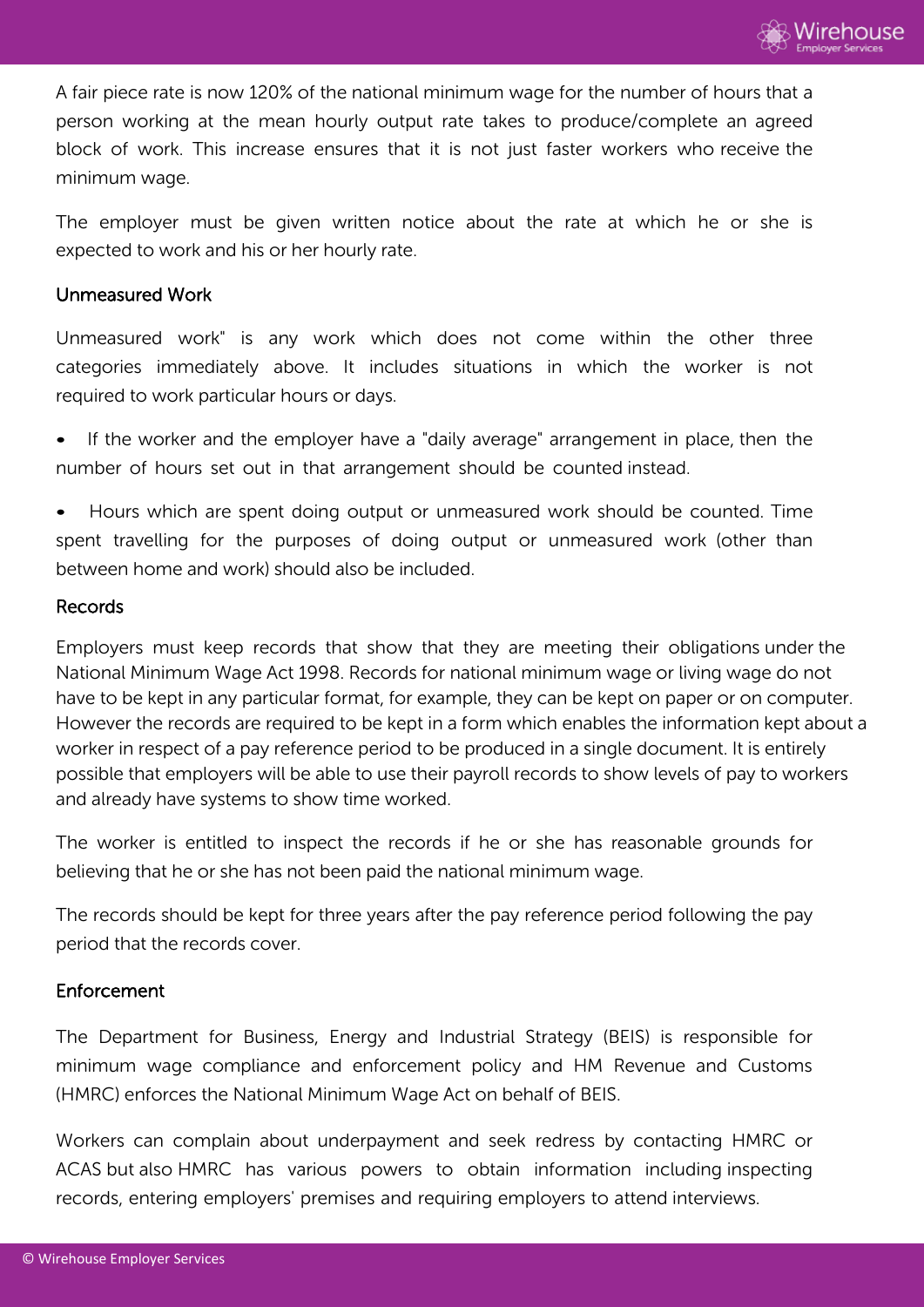A fair piece rate is now 120% of the national minimum wage for the number of hours that a person working at the mean hourly output rate takes to produce/complete an agreed block of work. This increase ensures that it is not just faster workers who receive the minimum wage.

The employer must be given written notice about the rate at which he or she is expected to work and his or her hourly rate.

### Unmeasured Work

Unmeasured work" is any work which does not come within the other three categories immediately above. It includes situations in which the worker is not required to work particular hours or days.

- If the worker and the employer have a "daily average" arrangement in place, then the number of hours set out in that arrangement should be counted instead.
- Hours which are spent doing output or unmeasured work should be counted. Time spent travelling for the purposes of doing output or unmeasured work (other than between home and work) should also be included.

### Records

Employers must keep records that show that they are meeting their obligations under the National Minimum Wage Act 1998. Records for national minimum wage or living wage do not have to be kept in any particular format, for example, they can be kept on paper or on computer. However the records are required to be kept in a form which enables the information kept about a worker in respect of a pay reference period to be produced in a single document. It is entirely possible that employers will be able to use their payroll records to show levels of pay to workers and already have systems to show time worked.

The worker is entitled to inspect the records if he or she has reasonable grounds for believing that he or she has not been paid the national minimum wage.

The records should be kept for three years after the pay reference period following the pay period that the records cover.

### Enforcement

The Department for Business, Energy and Industrial Strategy (BEIS) is responsible for minimum wage compliance and enforcement policy and HM Revenue and Customs (HMRC) enforces the National Minimum Wage Act on behalf of BEIS.

Workers can complain about underpayment and seek redress by contacting HMRC or ACAS but also HMRC has various powers to obtain information including inspecting records, entering employers' premises and requiring employers to attend interviews.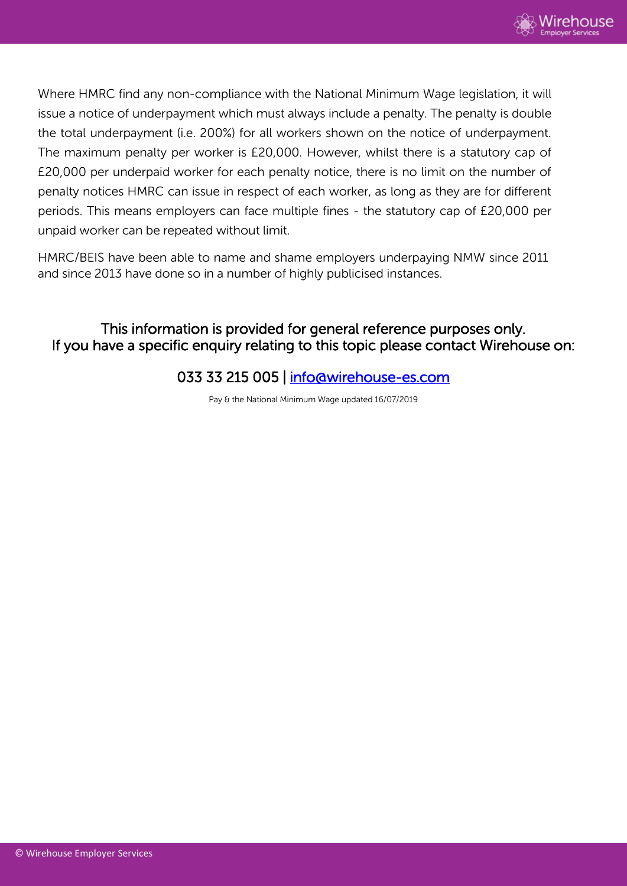Where HMRC find any non-compliance with the National Minimum Wage legislation, it will issue a notice of underpayment which must always include a penalty. The penalty is double the total underpayment (i.e. 200%) for all workers shown on the notice of underpayment. The maximum penalty per worker is £20,000. However, whilst there is a statutory cap of £20,000 per underpaid worker for each penalty notice, there is no limit on the number of penalty notices HMRC can issue in respect of each worker, as long as they are for different periods. This means employers can face multiple fines - the statutory cap of £20,000 per unpaid worker can be repeated without limit.

HMRC/BEIS have been able to name and shame employers underpaying NMW since 2011 and since 2013 have done so in a number of highly publicised instances.

This information is provided for general reference purposes only.
If you have a specific enquiry relating to this topic please contact Wirehouse on:

033 33 215 005 | info@wirehouse-es.com

Pay & the National Minimum Wage updated 16/07/2019